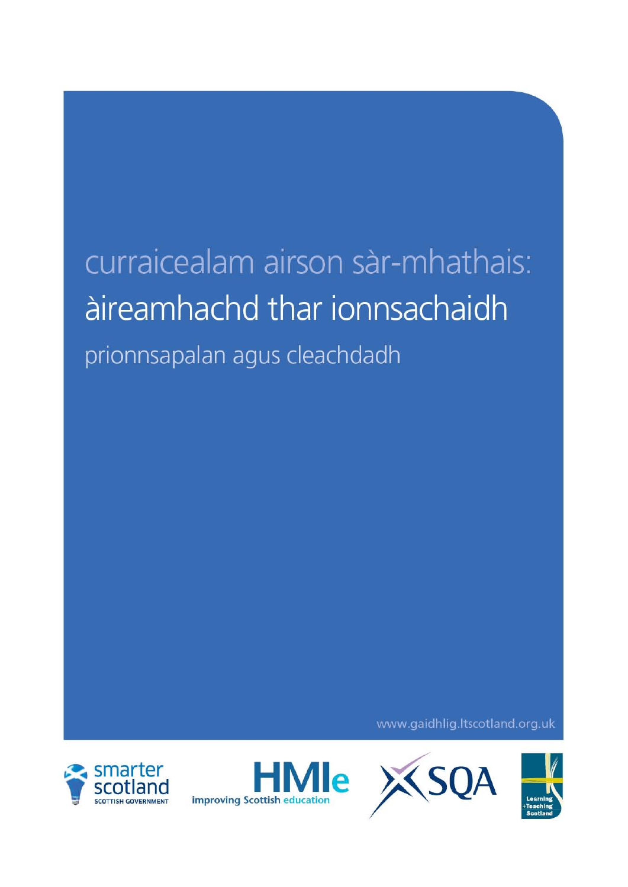# curraicealam airson sàr-mhathais:

# àireamhachd thar ionnsachaidh

## prionnsapalan agus cleachdadh

www.gaidhlig.ltscotland.org.uk

smarter scotland
SCOTTISH GOVERNMENT

HMIe
improving Scottish education

SQA

Learning + Teaching Scotland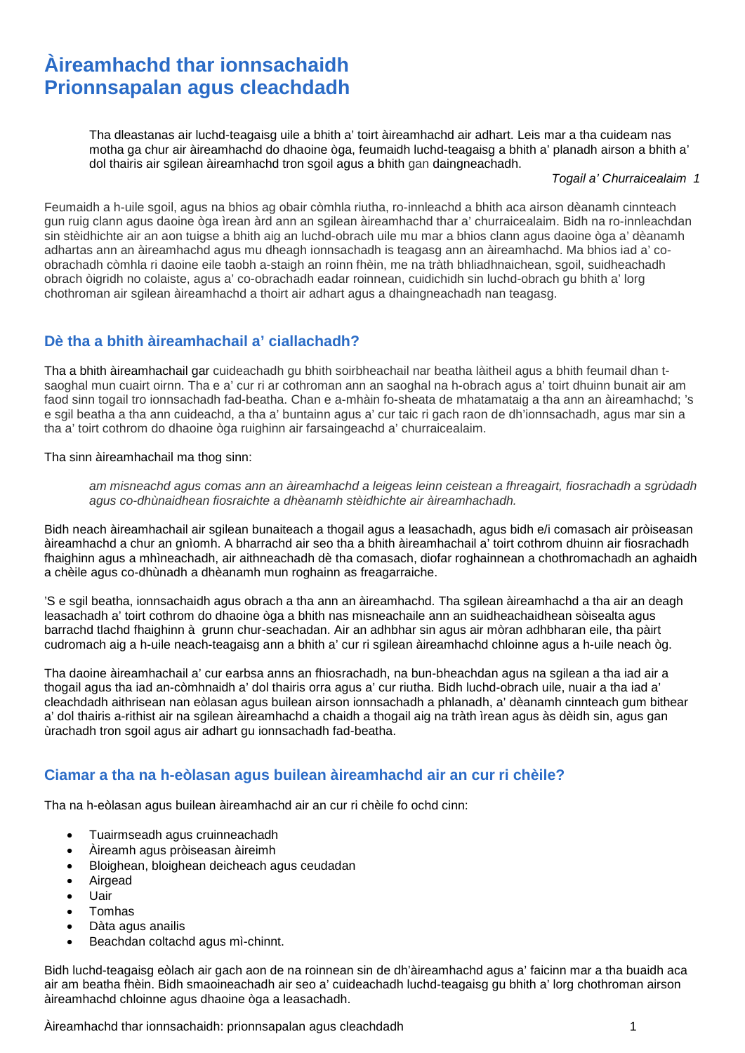# Àireamhachd thar ionnsachaidh
# Prionnsapalan agus cleachdadh

> Tha dleastanas air luchd-teagaisg uile a bhith a' toirt àireamhachd air adhart. Leis mar a tha cuideam nas motha ga chur air àireamhachd do dhaoine òga, feumaidh luchd-teagaisg a bhith a' planadh airson a bhith a' dol thairis air sgilean àireamhachd tron sgoil agus a bhith gan daingneachadh.
>
> *Togail a' Churraicealaim 1*

Feumaidh a h-uile sgoil, agus na bhios ag obair còmhla riutha, ro-innleachd a bhith aca airson dèanamh cinnteach gun ruig clann agus daoine òga ìrean àrd ann an sgilean àireamhachd thar a' churraicealaim. Bidh na ro-innleachdan sin stèidhichte air an aon tuigse a bhith aig an luchd-obrach uile mu mar a bhios clann agus daoine òga a' dèanamh adhartas ann an àireamhachd agus mu dheagh ionnsachadh is teagasg ann an àireamhachd. Ma bhios iad a' co-obrachadh còmhla ri daoine eile taobh a-staigh an roinn fhèin, me na tràth bhliadhnaichean, sgoil, suidheachadh obrach òigridh no colaiste, agus a' co-obrachadh eadar roinnean, cuidichidh sin luchd-obrach gu bhith a' lorg chothroman air sgilean àireamhachd a thoirt air adhart agus a dhaingneachadh nan teagasg.

## Dè tha a bhith àireamhachail a' ciallachadh?

Tha a bhith àireamhachail gar cuideachadh gu bhith soirbheachail nar beatha làitheil agus a bhith feumail dhan t-saoghal mun cuairt oirnn. Tha e a' cur ri ar cothroman ann an saoghal na h-obrach agus a' toirt dhuinn bunait air am faod sinn togail tro ionnsachadh fad-beatha. Chan e a-mhàin fo-sheata de mhatamataig a tha ann an àireamhachd; 's e sgil beatha a tha ann cuideachd, a tha a' buntainn agus a' cur taic ri gach raon de dh'ionnsachadh, agus mar sin a tha a' toirt cothrom do dhaoine òga ruighinn air farsaingeachd a' churraicealaim.

Tha sinn àireamhachail ma thog sinn:

> *am misneachd agus comas ann an àireamhachd a leigeas leinn ceistean a fhreagairt, fiosrachadh a sgrùdadh agus co-dhùnaidhean fiosraichte a dhèanamh stèidhichte air àireamhachadh.*

Bidh neach àireamhachail air sgilean bunaiteach a thogail agus a leasachadh, agus bidh e/i comasach air pròiseasan àireamhachd a chur an gnìomh. A bharrachd air seo tha a bhith àireamhachail a' toirt cothrom dhuinn air fiosrachadh fhaighinn agus a mhìneachadh, air aithneachadh dè tha comasach, diofar roghainnean a chothromachadh an aghaidh a chèile agus co-dhùnadh a dhèanamh mun roghainn as freagarraiche.

'S e sgil beatha, ionnsachaidh agus obrach a tha ann an àireamhachd. Tha sgilean àireamhachd a tha air an deagh leasachadh a' toirt cothrom do dhaoine òga a bhith nas misneachaile ann an suidheachaidhean sòisealta agus barrachd tlachd fhaighinn à grunn chur-seachadan. Air an adhbhar sin agus air mòran adhbharan eile, tha pàirt cudromach aig a h-uile neach-teagaisg ann a bhith a' cur ri sgilean àireamhachd chloinne agus a h-uile neach òg.

Tha daoine àireamhachail a' cur earbsa anns an fhiosrachadh, na bun-bheachdan agus na sgilean a tha iad air a thogail agus tha iad an-còmhnaidh a' dol thairis orra agus a' cur riutha. Bidh luchd-obrach uile, nuair a tha iad a' cleachdadh aithrisean nan eòlasan agus builean airson ionnsachadh a phlanadh, a' dèanamh cinnteach gum bithear a' dol thairis a-rithist air na sgilean àireamhachd a chaidh a thogail aig na tràth ìrean agus às dèidh sin, agus gan ùrachadh tron sgoil agus air adhart gu ionnsachadh fad-beatha.

## Ciamar a tha na h-eòlasan agus builean àireamhachd air an cur ri chèile?

Tha na h-eòlasan agus builean àireamhachd air an cur ri chèile fo ochd cinn:

- Tuairmseadh agus cruinneachadh
- Àireamh agus pròiseasan àireimh
- Bloighean, bloighean deicheach agus ceudadan
- Airgead
- Uair
- Tomhas
- Dàta agus anailis
- Beachdan coltachd agus mì-chinnt.

Bidh luchd-teagaisg eòlach air gach aon de na roinnean sin de dh'àireamhachd agus a' faicinn mar a tha buaidh aca air am beatha fhèin. Bidh smaoineachadh air seo a' cuideachadh luchd-teagaisg gu bhith a' lorg chothroman airson àireamhachd chloinne agus dhaoine òga a leasachadh.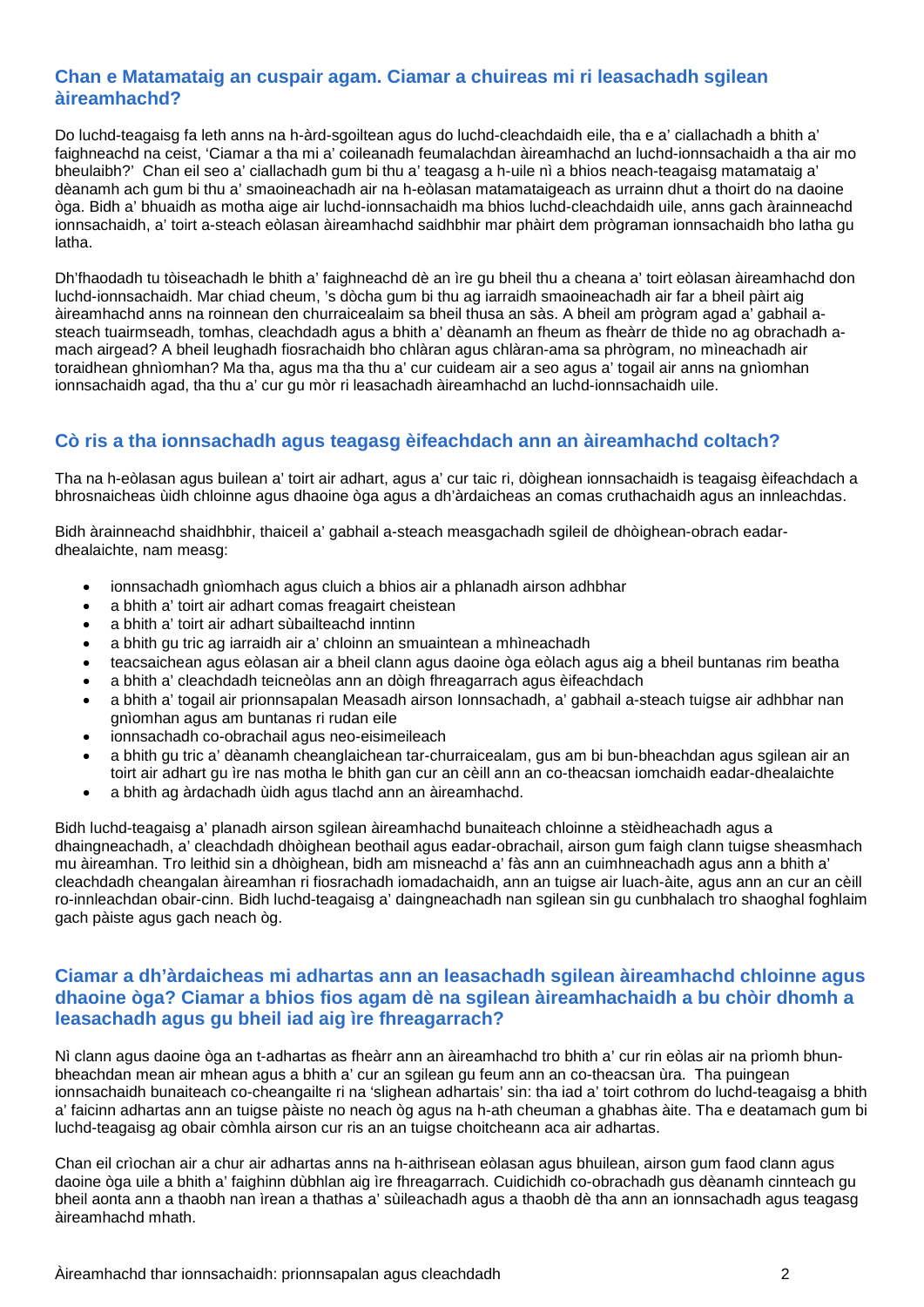## Chan e Matamataig an cuspair agam. Ciamar a chuireas mi ri leasachadh sgilean àireamhachd?

Do luchd-teagaisg fa leth anns na h-àrd-sgoiltean agus do luchd-cleachdaidh eile, tha e a' ciallachadh a bhith a' faighneachd na ceist, 'Ciamar a tha mi a' coileanadh feumalachdan àireamhachd an luchd-ionnsachaidh a tha air mo bheulaibh?' Chan eil seo a' ciallachadh gum bi thu a' teagasg a h-uile nì a bhios neach-teagaisg matamataig a' dèanamh ach gum bi thu a' smaoineachadh air na h-eòlasan matamataigeach as urrainn dhut a thoirt do na daoine òga. Bidh a' bhuaidh as motha aige air luchd-ionnsachaidh ma bhios luchd-cleachdaidh uile, anns gach àrainneachd ionnsachaidh, a' toirt a-steach eòlasan àireamhachd saidhbhir mar phàirt dem prògraman ionnsachaidh bho latha gu latha.

Dh'fhaodadh tu tòiseachadh le bhith a' faighneachd dè an ìre gu bheil thu a cheana a' toirt eòlasan àireamhachd don luchd-ionnsachaidh. Mar chiad cheum, 's dòcha gum bi thu ag iarraidh smaoineachadh air far a bheil pàirt aig àireamhachd anns na roinnean den churraicealaim sa bheil thusa an sàs. A bheil am prògram agad a' gabhail a-steach tuairmseadh, tomhas, cleachdadh agus a bhith a' dèanamh an fheum as fheàrr de thìde no ag obrachadh a-mach airgead? A bheil leughadh fiosrachaidh bho chlàran agus chlàran-ama sa phrògram, no mìneachadh air toraidhean ghnìomhan? Ma tha, agus ma tha thu a' cur cuideam air a seo agus a' togail air anns na gnìomhan ionnsachaidh agad, tha thu a' cur gu mòr ri leasachadh àireamhachd an luchd-ionnsachaidh uile.

## Cò ris a tha ionnsachadh agus teagasg èifeachdach ann an àireamhachd coltach?

Tha na h-eòlasan agus builean a' toirt air adhart, agus a' cur taic ri, dòighean ionnsachaidh is teagaisg èifeachdach a bhrosnaicheas ùidh chloinne agus dhaoine òga agus a dh'àrdaicheas an comas cruthachaidh agus an innleachdas.

Bidh àrainneachd shaidhbhir, thaiceil a' gabhail a-steach measgachadh sgileil de dhòighean-obrach eadar-dhealaichte, nam measg:

- ionnsachadh gnìomhach agus cluich a bhios air a phlanadh airson adhbhar
- a bhith a' toirt air adhart comas freagairt cheistean
- a bhith a' toirt air adhart sùbailteachd inntinn
- a bhith gu tric ag iarraidh air a' chloinn an smuaintean a mhìneachadh
- teacsaichean agus eòlasan air a bheil clann agus daoine òga eòlach agus aig a bheil buntanas rim beatha
- a bhith a' cleachdadh teicneòlas ann an dòigh fhreagarrach agus èifeachdach
- a bhith a' togail air prionnsapalan Measadh airson Ionnsachadh, a' gabhail a-steach tuigse air adhbhar nan gnìomhan agus am buntanas ri rudan eile
- ionnsachadh co-obrachail agus neo-eisimeileach
- a bhith gu tric a' dèanamh cheanglaichean tar-churraicealam, gus am bi bun-bheachdan agus sgilean air an toirt air adhart gu ìre nas motha le bhith gan cur an cèill ann an co-theacsan iomchaidh eadar-dhealaichte
- a bhith ag àrdachadh ùidh agus tlachd ann an àireamhachd.

Bidh luchd-teagaisg a' planadh airson sgilean àireamhachd bunaiteach chloinne a stèidheachadh agus a dhaingneachadh, a' cleachdadh dhòighean beothail agus eadar-obrachail, airson gum faigh clann tuigse sheasmhach mu àireamhan. Tro leithid sin a dhòighean, bidh am misneachd a' fàs ann an cuimhneachadh agus ann a bhith a' cleachdadh cheangalan àireamhan ri fiosrachadh iomadachaidh, ann an tuigse air luach-àite, agus ann an cur an cèill ro-innleachdan obair-cinn. Bidh luchd-teagaisg a' daingneachadh nan sgilean sin gu cunbhalach tro shaoghal foghlaim gach pàiste agus gach neach òg.

## Ciamar a dh'àrdaicheas mi adhartas ann an leasachadh sgilean àireamhachd chloinne agus dhaoine òga? Ciamar a bhios fios agam dè na sgilean àireamhachaidh a bu chòir dhomh a leasachadh agus gu bheil iad aig ìre fhreagarrach?

Nì clann agus daoine òga an t-adhartas as fheàrr ann an àireamhachd tro bhith a' cur rin eòlas air na prìomh bhun-bheachdan mean air mhean agus a bhith a' cur an sgilean gu feum ann an co-theacsan ùra. Tha puingean ionnsachaidh bunaiteach co-cheangailte ri na 'slighean adhartais' sin: tha iad a' toirt cothrom do luchd-teagaisg a bhith a' faicinn adhartas ann an tuigse pàiste no neach òg agus na h-ath cheuman a ghabhas àite. Tha e deatamach gum bi luchd-teagaisg ag obair còmhla airson cur ris an an tuigse choitcheann aca air adhartas.

Chan eil crìochan air a chur air adhartas anns na h-aithrisean eòlasan agus bhuilean, airson gum faod clann agus daoine òga uile a bhith a' faighinn dùbhlan aig ìre fhreagarrach. Cuidichidh co-obrachadh gus dèanamh cinnteach gu bheil aonta ann a thaobh nan ìrean a thathas a' sùileachadh agus a thaobh dè tha ann an ionnsachadh agus teagasg àireamhachd mhath.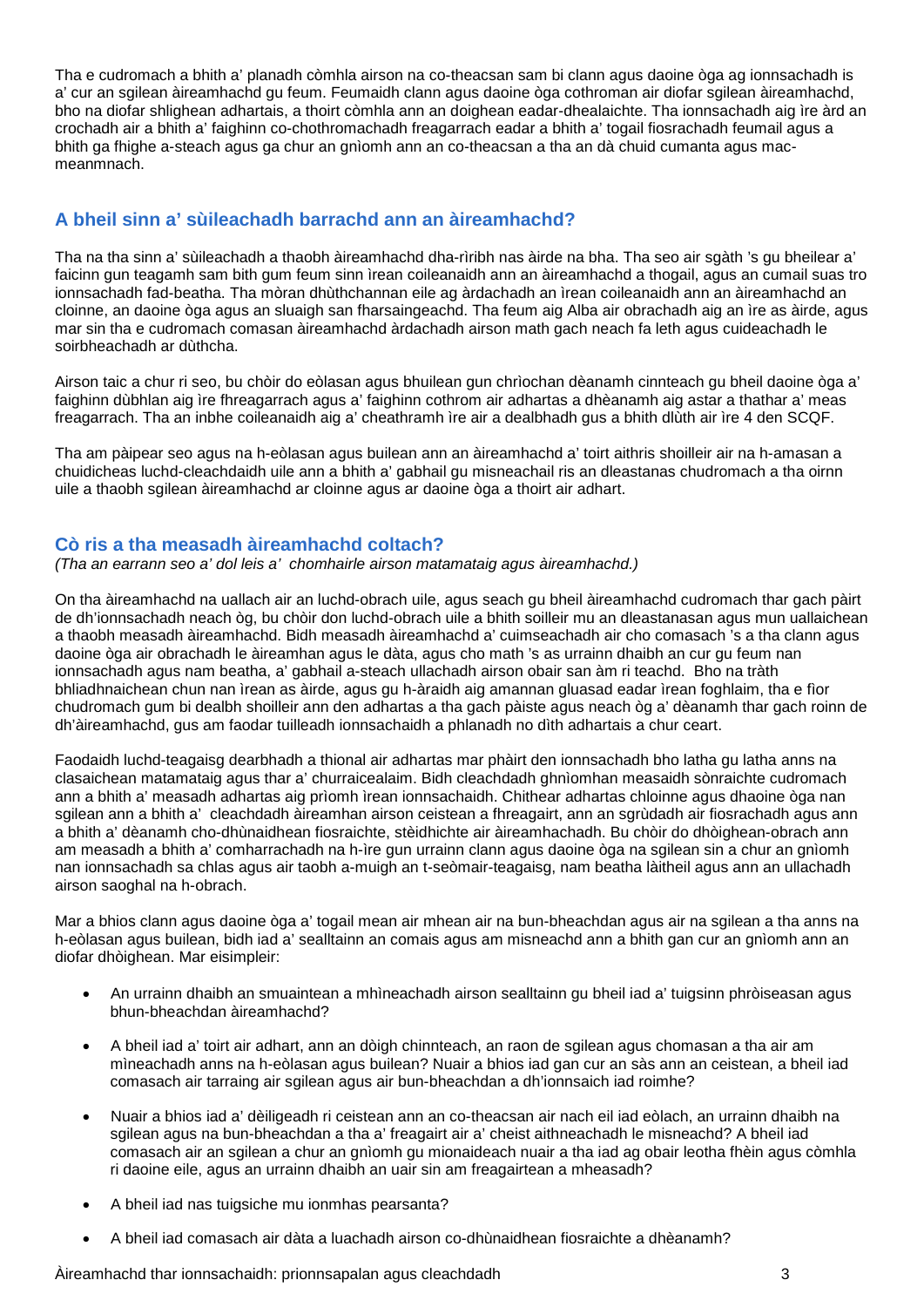Tha e cudromach a bhith a' planadh còmhla airson na co-theacsan sam bi clann agus daoine òga ag ionnsachadh is a' cur an sgilean àireamhachd gu feum. Feumaidh clann agus daoine òga cothroman air diofar sgilean àireamhachd, bho na diofar shlighean adhartais, a thoirt còmhla ann an doighean eadar-dhealaichte. Tha ionnsachadh aig ìre àrd an crochadh air a bhith a' faighinn co-chothromachadh freagarrach eadar a bhith a' togail fiosrachadh feumail agus a bhith ga fhighe a-steach agus ga chur an gnìomh ann an co-theacsan a tha an dà chuid cumanta agus mac-meanmnach.

## A bheil sinn a' sùileachadh barrachd ann an àireamhachd?

Tha na tha sinn a' sùileachadh a thaobh àireamhachd dha-rìribh nas àirde na bha. Tha seo air sgàth 's gu bheilear a' faicinn gun teagamh sam bith gum feum sinn ìrean coileanaidh ann an àireamhachd a thogail, agus an cumail suas tro ionnsachadh fad-beatha. Tha mòran dhùthchannan eile ag àrdachadh an ìrean coileanaidh ann an àireamhachd an cloinne, an daoine òga agus an sluaigh san fharsaingeachd. Tha feum aig Alba air obrachadh aig an ìre as àirde, agus mar sin tha e cudromach comasan àireamhachd àrdachadh airson math gach neach fa leth agus cuideachadh le soirbheachadh ar dùthcha.

Airson taic a chur ri seo, bu chòir do eòlasan agus bhuilean gun chrìochan dèanamh cinnteach gu bheil daoine òga a' faighinn dùbhlan aig ìre fhreagarrach agus a' faighinn cothrom air adhartas a dhèanamh aig astar a thathar a' meas freagarrach. Tha an inbhe coileanaidh aig a' cheathramh ìre air a dealbhadh gus a bhith dlùth air ìre 4 den SCQF.

Tha am pàipear seo agus na h-eòlasan agus builean ann an àireamhachd a' toirt aithris shoilleir air na h-amasan a chuidicheas luchd-cleachdaidh uile ann a bhith a' gabhail gu misneachail ris an dleastanas chudromach a tha oirnn uile a thaobh sgilean àireamhachd ar cloinne agus ar daoine òga a thoirt air adhart.

## Cò ris a tha measadh àireamhachd coltach?

*(Tha an earrann seo a' dol leis a' chomhairle airson matamataig agus àireamhachd.)*

On tha àireamhachd na uallach air an luchd-obrach uile, agus seach gu bheil àireamhachd cudromach thar gach pàirt de dh'ionnsachadh neach òg, bu chòir don luchd-obrach uile a bhith soilleir mu an dleastanasan agus mun uallaichean a thaobh measadh àireamhachd. Bidh measadh àireamhachd a' cuimseachadh air cho comasach 's a tha clann agus daoine òga air obrachadh le àireamhan agus le dàta, agus cho math 's as urrainn dhaibh an cur gu feum nan ionnsachadh agus nam beatha, a' gabhail a-steach ullachadh airson obair san àm ri teachd. Bho na tràth bhliadhnaichean chun nan ìrean as àirde, agus gu h-àraidh aig amannan gluasad eadar ìrean foghlaim, tha e fìor chudromach gum bi dealbh shoilleir ann den adhartas a tha gach pàiste agus neach òg a' dèanamh thar gach roinn de dh'àireamhachd, gus am faodar tuilleadh ionnsachaidh a phlanadh no dìth adhartais a chur ceart.

Faodaidh luchd-teagaisg dearbhadh a thional air adhartas mar phàirt den ionnsachadh bho latha gu latha anns na clasaichean matamataig agus thar a' churraicealaim. Bidh cleachdadh ghnìomhan measaidh sònraichte cudromach ann a bhith a' measadh adhartas aig prìomh ìrean ionnsachaidh. Chithear adhartas chloinne agus dhaoine òga nan sgilean ann a bhith a' cleachdadh àireamhan airson ceistean a fhreagairt, ann an sgrùdadh air fiosrachadh agus ann a bhith a' dèanamh cho-dhùnaidhean fiosraichte, stèidhichte air àireamhachadh. Bu chòir do dhòighean-obrach ann am measadh a bhith a' comharrachadh na h-ìre gun urrainn clann agus daoine òga na sgilean sin a chur an gnìomh nan ionnsachadh sa chlas agus air taobh a-muigh an t-seòmair-teagaisg, nam beatha làitheil agus ann an ullachadh airson saoghal na h-obrach.

Mar a bhios clann agus daoine òga a' togail mean air mhean air na bun-bheachdan agus air na sgilean a tha anns na h-eòlasan agus builean, bidh iad a' sealltainn an comais agus am misneachd ann a bhith gan cur an gnìomh ann an diofar dhòighean. Mar eisimpleir:

- An urrainn dhaibh an smuaintean a mhìneachadh airson sealltainn gu bheil iad a' tuigsinn phròiseasan agus bhun-bheachdan àireamhachd?
- A bheil iad a' toirt air adhart, ann an dòigh chinnteach, an raon de sgilean agus chomasan a tha air am mìneachadh anns na h-eòlasan agus builean? Nuair a bhios iad gan cur an sàs ann an ceistean, a bheil iad comasach air tarraing air sgilean agus air bun-bheachdan a dh'ionnsaich iad roimhe?
- Nuair a bhios iad a' dèiligeadh ri ceistean ann an co-theacsan air nach eil iad eòlach, an urrainn dhaibh na sgilean agus na bun-bheachdan a tha a' freagairt air a' cheist aithneachadh le misneachd? A bheil iad comasach air an sgilean a chur an gnìomh gu mionaideach nuair a tha iad ag obair leotha fhèin agus còmhla ri daoine eile, agus an urrainn dhaibh an uair sin am freagairtean a mheasadh?
- A bheil iad nas tuigsiche mu ionmhas pearsanta?
- A bheil iad comasach air dàta a luachadh airson co-dhùnaidhean fiosraichte a dhèanamh?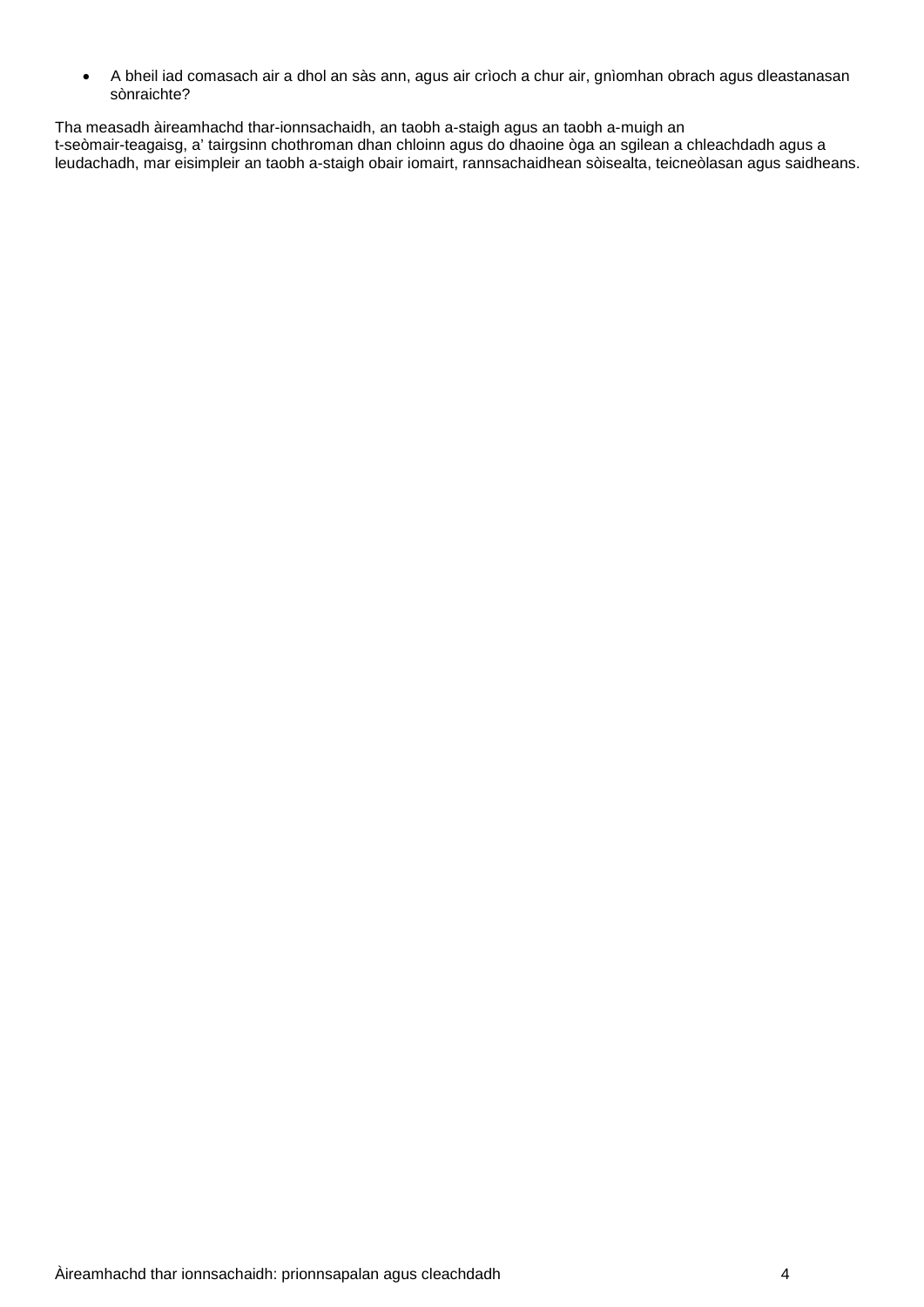- A bheil iad comasach air a dhol an sàs ann, agus air crìoch a chur air, gnìomhan obrach agus dleastanasan sònraichte?

Tha measadh àireamhachd thar-ionnsachaidh, an taobh a-staigh agus an taobh a-muigh an t-seòmair-teagaisg, a' tairgsinn chothroman dhan chloinn agus do dhaoine òga an sgilean a chleachdadh agus a leudachadh, mar eisimpleir an taobh a-staigh obair iomairt, rannsachaidhean sòisealta, teicneòlasan agus saidheans.